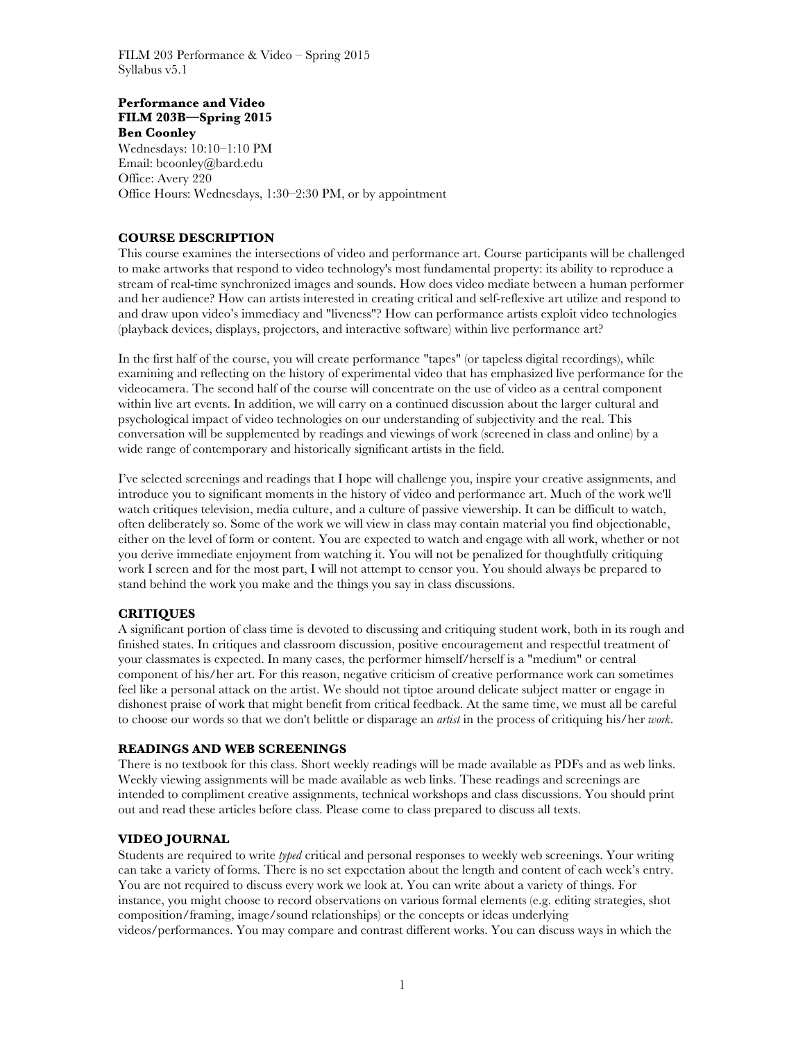FILM 203 Performance & Video – Spring 2015
Syllabus v5.1

**Performance and Video**
**FILM 203B—Spring 2015**
**Ben Coonley**
Wednesdays: 10:10–1:10 PM
Email: bcoonley@bard.edu
Office: Avery 220
Office Hours: Wednesdays, 1:30–2:30 PM, or by appointment

## COURSE DESCRIPTION

This course examines the intersections of video and performance art. Course participants will be challenged to make artworks that respond to video technology's most fundamental property: its ability to reproduce a stream of real-time synchronized images and sounds. How does video mediate between a human performer and her audience? How can artists interested in creating critical and self-reflexive art utilize and respond to and draw upon video's immediacy and "liveness"? How can performance artists exploit video technologies (playback devices, displays, projectors, and interactive software) within live performance art?

In the first half of the course, you will create performance "tapes" (or tapeless digital recordings), while examining and reflecting on the history of experimental video that has emphasized live performance for the videocamera. The second half of the course will concentrate on the use of video as a central component within live art events. In addition, we will carry on a continued discussion about the larger cultural and psychological impact of video technologies on our understanding of subjectivity and the real. This conversation will be supplemented by readings and viewings of work (screened in class and online) by a wide range of contemporary and historically significant artists in the field.

I've selected screenings and readings that I hope will challenge you, inspire your creative assignments, and introduce you to significant moments in the history of video and performance art. Much of the work we'll watch critiques television, media culture, and a culture of passive viewership. It can be difficult to watch, often deliberately so. Some of the work we will view in class may contain material you find objectionable, either on the level of form or content. You are expected to watch and engage with all work, whether or not you derive immediate enjoyment from watching it. You will not be penalized for thoughtfully critiquing work I screen and for the most part, I will not attempt to censor you. You should always be prepared to stand behind the work you make and the things you say in class discussions.

## CRITIQUES

A significant portion of class time is devoted to discussing and critiquing student work, both in its rough and finished states. In critiques and classroom discussion, positive encouragement and respectful treatment of your classmates is expected. In many cases, the performer himself/herself is a "medium" or central component of his/her art. For this reason, negative criticism of creative performance work can sometimes feel like a personal attack on the artist. We should not tiptoe around delicate subject matter or engage in dishonest praise of work that might benefit from critical feedback. At the same time, we must all be careful to choose our words so that we don't belittle or disparage an *artist* in the process of critiquing his/her *work*.

## READINGS AND WEB SCREENINGS

There is no textbook for this class. Short weekly readings will be made available as PDFs and as web links. Weekly viewing assignments will be made available as web links. These readings and screenings are intended to compliment creative assignments, technical workshops and class discussions. You should print out and read these articles before class. Please come to class prepared to discuss all texts.

## VIDEO JOURNAL

Students are required to write *typed* critical and personal responses to weekly web screenings. Your writing can take a variety of forms. There is no set expectation about the length and content of each week's entry. You are not required to discuss every work we look at. You can write about a variety of things. For instance, you might choose to record observations on various formal elements (e.g. editing strategies, shot composition/framing, image/sound relationships) or the concepts or ideas underlying videos/performances. You may compare and contrast different works. You can discuss ways in which the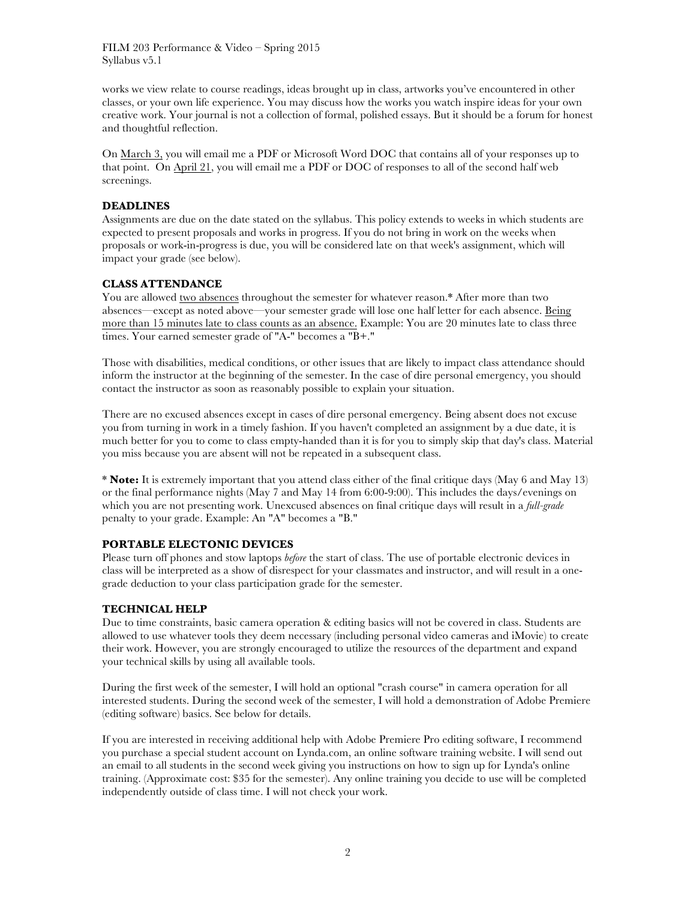works we view relate to course readings, ideas brought up in class, artworks you've encountered in other classes, or your own life experience. You may discuss how the works you watch inspire ideas for your own creative work. Your journal is not a collection of formal, polished essays. But it should be a forum for honest and thoughtful reflection.

On March 3, you will email me a PDF or Microsoft Word DOC that contains all of your responses up to that point. On April 21, you will email me a PDF or DOC of responses to all of the second half web screenings.

### DEADLINES

Assignments are due on the date stated on the syllabus. This policy extends to weeks in which students are expected to present proposals and works in progress. If you do not bring in work on the weeks when proposals or work-in-progress is due, you will be considered late on that week's assignment, which will impact your grade (see below).

### CLASS ATTENDANCE

You are allowed two absences throughout the semester for whatever reason.* After more than two absences—except as noted above—your semester grade will lose one half letter for each absence. Being more than 15 minutes late to class counts as an absence. Example: You are 20 minutes late to class three times. Your earned semester grade of "A-" becomes a "B+."

Those with disabilities, medical conditions, or other issues that are likely to impact class attendance should inform the instructor at the beginning of the semester. In the case of dire personal emergency, you should contact the instructor as soon as reasonably possible to explain your situation.

There are no excused absences except in cases of dire personal emergency. Being absent does not excuse you from turning in work in a timely fashion. If you haven't completed an assignment by a due date, it is much better for you to come to class empty-handed than it is for you to simply skip that day's class. Material you miss because you are absent will not be repeated in a subsequent class.

\* **Note:** It is extremely important that you attend class either of the final critique days (May 6 and May 13) or the final performance nights (May 7 and May 14 from 6:00-9:00). This includes the days/evenings on which you are not presenting work. Unexcused absences on final critique days will result in a *full-grade* penalty to your grade. Example: An "A" becomes a "B."

### PORTABLE ELECTONIC DEVICES

Please turn off phones and stow laptops *before* the start of class. The use of portable electronic devices in class will be interpreted as a show of disrespect for your classmates and instructor, and will result in a one-grade deduction to your class participation grade for the semester.

### TECHNICAL HELP

Due to time constraints, basic camera operation & editing basics will not be covered in class. Students are allowed to use whatever tools they deem necessary (including personal video cameras and iMovie) to create their work. However, you are strongly encouraged to utilize the resources of the department and expand your technical skills by using all available tools.

During the first week of the semester, I will hold an optional "crash course" in camera operation for all interested students. During the second week of the semester, I will hold a demonstration of Adobe Premiere (editing software) basics. See below for details.

If you are interested in receiving additional help with Adobe Premiere Pro editing software, I recommend you purchase a special student account on Lynda.com, an online software training website. I will send out an email to all students in the second week giving you instructions on how to sign up for Lynda's online training. (Approximate cost: $35 for the semester). Any online training you decide to use will be completed independently outside of class time. I will not check your work.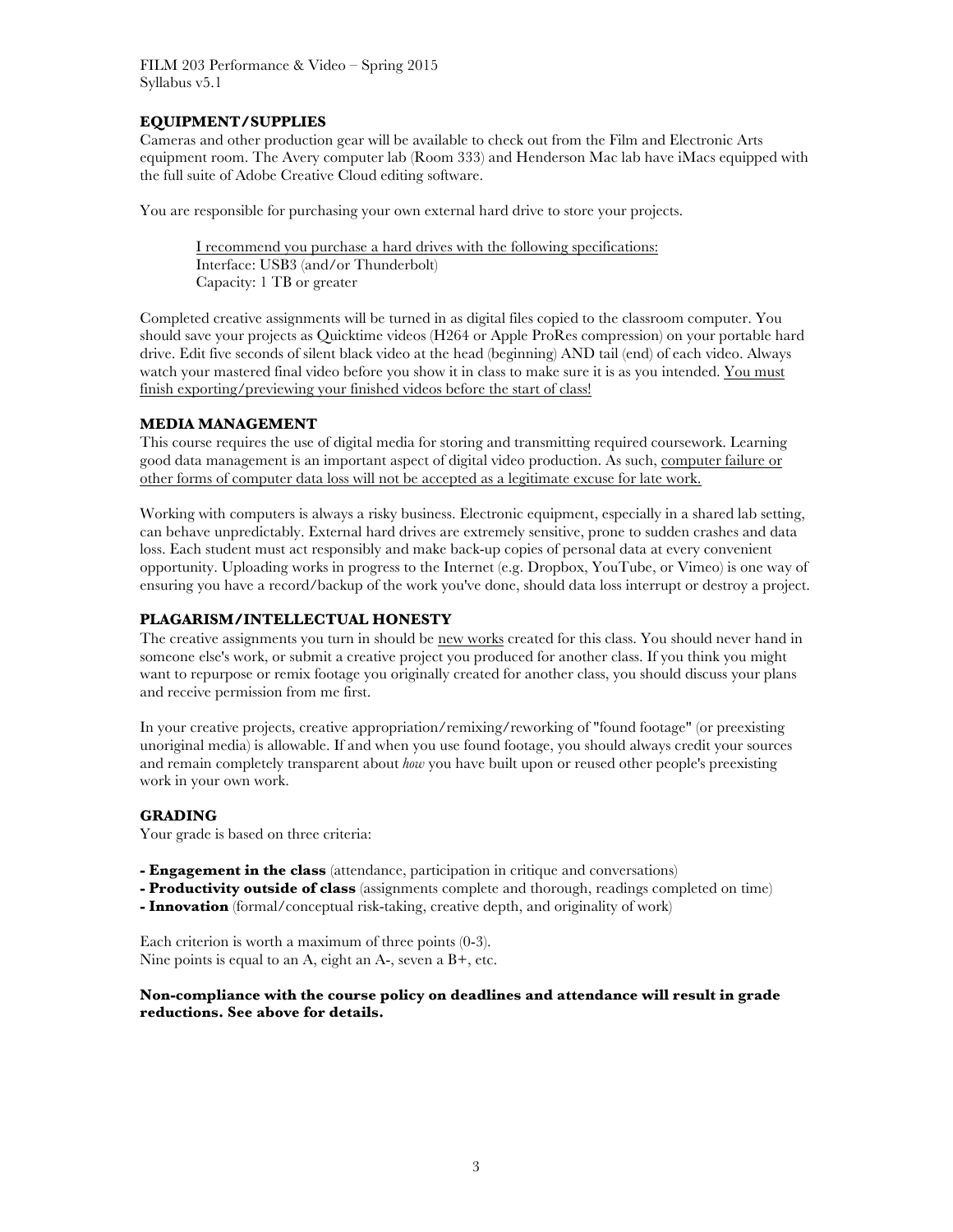## EQUIPMENT/SUPPLIES

Cameras and other production gear will be available to check out from the Film and Electronic Arts equipment room. The Avery computer lab (Room 333) and Henderson Mac lab have iMacs equipped with the full suite of Adobe Creative Cloud editing software.

You are responsible for purchasing your own external hard drive to store your projects.

> I recommend you purchase a hard drives with the following specifications:
> Interface: USB3 (and/or Thunderbolt)
> Capacity: 1 TB or greater

Completed creative assignments will be turned in as digital files copied to the classroom computer. You should save your projects as Quicktime videos (H264 or Apple ProRes compression) on your portable hard drive. Edit five seconds of silent black video at the head (beginning) AND tail (end) of each video. Always watch your mastered final video before you show it in class to make sure it is as you intended. You must finish exporting/previewing your finished videos before the start of class!

## MEDIA MANAGEMENT

This course requires the use of digital media for storing and transmitting required coursework. Learning good data management is an important aspect of digital video production. As such, computer failure or other forms of computer data loss will not be accepted as a legitimate excuse for late work.

Working with computers is always a risky business. Electronic equipment, especially in a shared lab setting, can behave unpredictably. External hard drives are extremely sensitive, prone to sudden crashes and data loss. Each student must act responsibly and make back-up copies of personal data at every convenient opportunity. Uploading works in progress to the Internet (e.g. Dropbox, YouTube, or Vimeo) is one way of ensuring you have a record/backup of the work you've done, should data loss interrupt or destroy a project.

## PLAGARISM/INTELLECTUAL HONESTY

The creative assignments you turn in should be new works created for this class. You should never hand in someone else's work, or submit a creative project you produced for another class. If you think you might want to repurpose or remix footage you originally created for another class, you should discuss your plans and receive permission from me first.

In your creative projects, creative appropriation/remixing/reworking of "found footage" (or preexisting unoriginal media) is allowable. If and when you use found footage, you should always credit your sources and remain completely transparent about *how* you have built upon or reused other people's preexisting work in your own work.

## GRADING

Your grade is based on three criteria:

- **Engagement in the class** (attendance, participation in critique and conversations)
- **Productivity outside of class** (assignments complete and thorough, readings completed on time)
- **Innovation** (formal/conceptual risk-taking, creative depth, and originality of work)

Each criterion is worth a maximum of three points (0-3).
Nine points is equal to an A, eight an A-, seven a B+, etc.

**Non-compliance with the course policy on deadlines and attendance will result in grade reductions. See above for details.**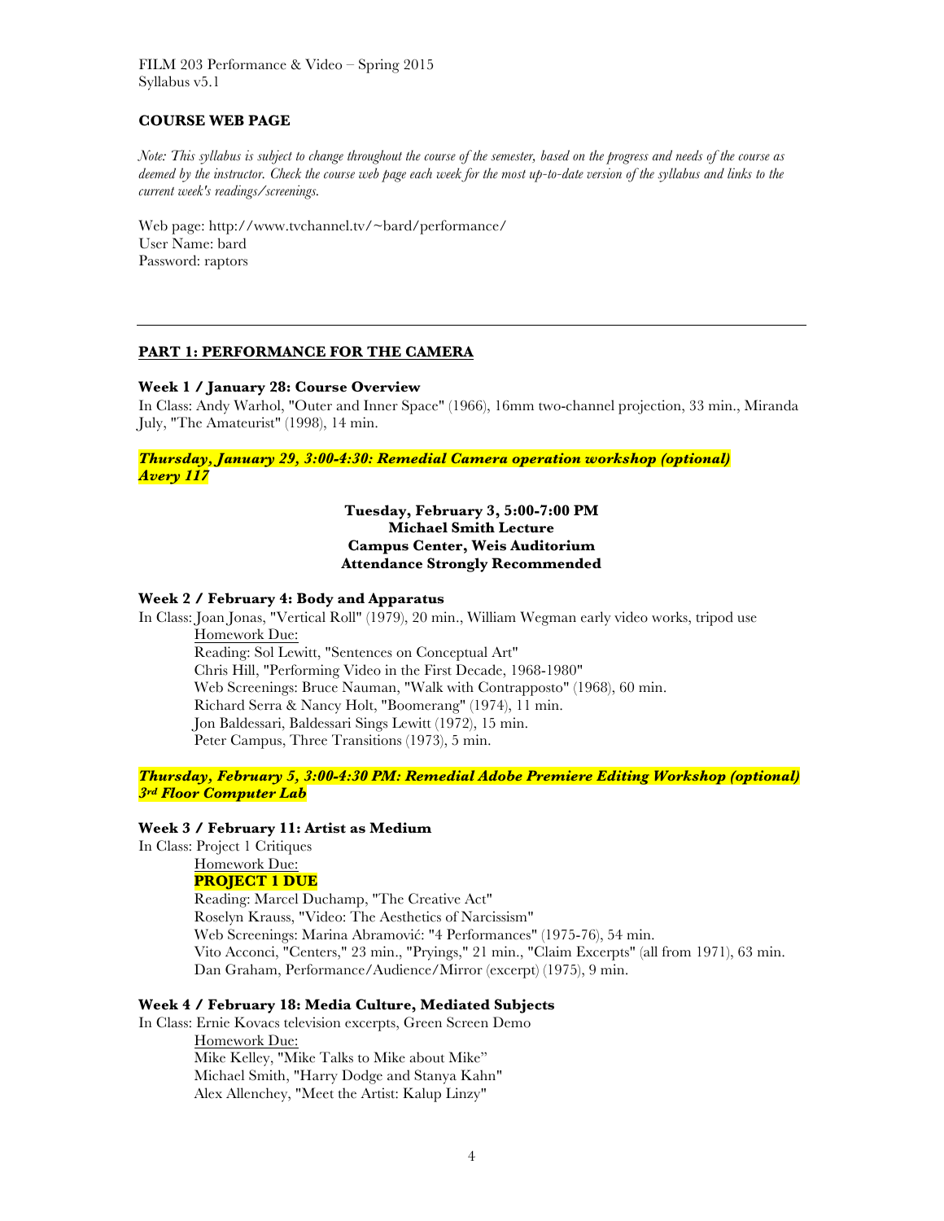## COURSE WEB PAGE

*Note: This syllabus is subject to change throughout the course of the semester, based on the progress and needs of the course as deemed by the instructor. Check the course web page each week for the most up-to-date version of the syllabus and links to the current week's readings/screenings.*

Web page: http://www.tvchannel.tv/~bard/performance/
User Name: bard
Password: raptors

---

## PART 1: PERFORMANCE FOR THE CAMERA

### Week 1 / January 28: Course Overview

In Class: Andy Warhol, "Outer and Inner Space" (1966), 16mm two-channel projection, 33 min., Miranda July, "The Amateurist" (1998), 14 min.

***Thursday, January 29, 3:00-4:30: Remedial Camera operation workshop (optional) Avery 117***

**Tuesday, February 3, 5:00-7:00 PM**
**Michael Smith Lecture**
**Campus Center, Weis Auditorium**
**Attendance Strongly Recommended**

### Week 2 / February 4: Body and Apparatus

In Class: Joan Jonas, "Vertical Roll" (1979), 20 min., William Wegman early video works, tripod use

Homework Due:
Reading: Sol Lewitt, "Sentences on Conceptual Art"
Chris Hill, "Performing Video in the First Decade, 1968-1980"
Web Screenings: Bruce Nauman, "Walk with Contrapposto" (1968), 60 min.
Richard Serra & Nancy Holt, "Boomerang" (1974), 11 min.
Jon Baldessari, Baldessari Sings Lewitt (1972), 15 min.
Peter Campus, Three Transitions (1973), 5 min.

***Thursday, February 5, 3:00-4:30 PM: Remedial Adobe Premiere Editing Workshop (optional) 3rd Floor Computer Lab***

### Week 3 / February 11: Artist as Medium

In Class: Project 1 Critiques

Homework Due:
**PROJECT 1 DUE**
Reading: Marcel Duchamp, "The Creative Act"
Roselyn Krauss, "Video: The Aesthetics of Narcissism"
Web Screenings: Marina Abramović: "4 Performances" (1975-76), 54 min.
Vito Acconci, "Centers," 23 min., "Pryings," 21 min., "Claim Excerpts" (all from 1971), 63 min.
Dan Graham, Performance/Audience/Mirror (excerpt) (1975), 9 min.

### Week 4 / February 18: Media Culture, Mediated Subjects

In Class: Ernie Kovacs television excerpts, Green Screen Demo

Homework Due:
Mike Kelley, "Mike Talks to Mike about Mike"
Michael Smith, "Harry Dodge and Stanya Kahn"
Alex Allenchey, "Meet the Artist: Kalup Linzy"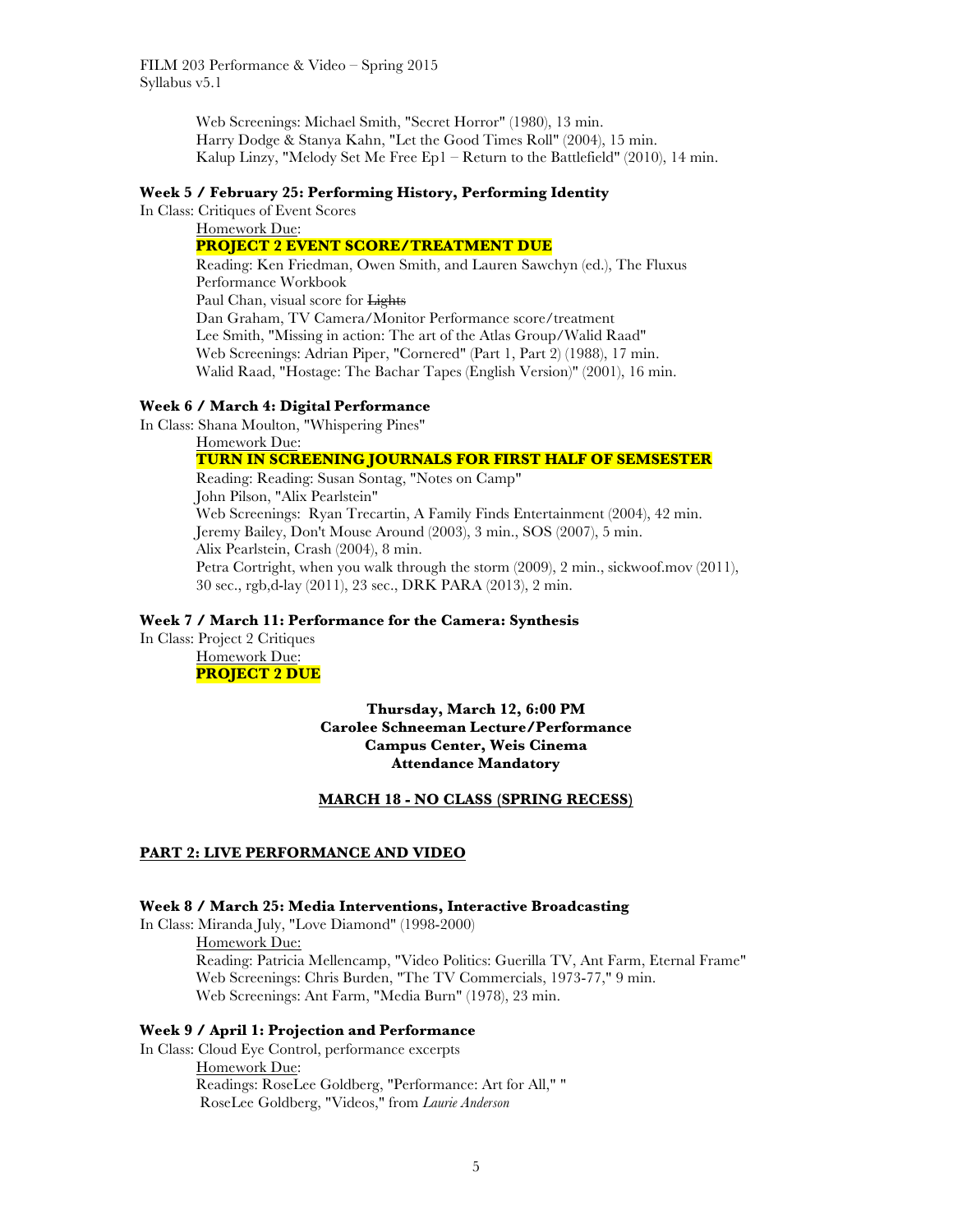Web Screenings: Michael Smith, "Secret Horror" (1980), 13 min.
Harry Dodge & Stanya Kahn, "Let the Good Times Roll" (2004), 15 min.
Kalup Linzy, "Melody Set Me Free Ep1 – Return to the Battlefield" (2010), 14 min.

**Week 5 / February 25: Performing History, Performing Identity**

In Class: Critiques of Event Scores

Homework Due:

**PROJECT 2 EVENT SCORE/TREATMENT DUE**

Reading: Ken Friedman, Owen Smith, and Lauren Sawchyn (ed.), The Fluxus Performance Workbook
Paul Chan, visual score for ~~Lights~~
Dan Graham, TV Camera/Monitor Performance score/treatment
Lee Smith, "Missing in action: The art of the Atlas Group/Walid Raad"
Web Screenings: Adrian Piper, "Cornered" (Part 1, Part 2) (1988), 17 min.
Walid Raad, "Hostage: The Bachar Tapes (English Version)" (2001), 16 min.

**Week 6 / March 4: Digital Performance**

In Class: Shana Moulton, "Whispering Pines"

Homework Due:

**TURN IN SCREENING JOURNALS FOR FIRST HALF OF SEMSESTER**

Reading: Reading: Susan Sontag, "Notes on Camp"
John Pilson, "Alix Pearlstein"
Web Screenings: Ryan Trecartin, A Family Finds Entertainment (2004), 42 min.
Jeremy Bailey, Don't Mouse Around (2003), 3 min., SOS (2007), 5 min.
Alix Pearlstein, Crash (2004), 8 min.
Petra Cortright, when you walk through the storm (2009), 2 min., sickwoof.mov (2011), 30 sec., rgb,d-lay (2011), 23 sec., DRK PARA (2013), 2 min.

**Week 7 / March 11: Performance for the Camera: Synthesis**

In Class: Project 2 Critiques

Homework Due:

**PROJECT 2 DUE**

**Thursday, March 12, 6:00 PM**
**Carolee Schneeman Lecture/Performance**
**Campus Center, Weis Cinema**
**Attendance Mandatory**

**MARCH 18 - NO CLASS (SPRING RECESS)**

## PART 2: LIVE PERFORMANCE AND VIDEO

**Week 8 / March 25: Media Interventions, Interactive Broadcasting**

In Class: Miranda July, "Love Diamond" (1998-2000)

Homework Due:

Reading: Patricia Mellencamp, "Video Politics: Guerilla TV, Ant Farm, Eternal Frame"
Web Screenings: Chris Burden, "The TV Commercials, 1973-77," 9 min.
Web Screenings: Ant Farm, "Media Burn" (1978), 23 min.

**Week 9 / April 1: Projection and Performance**

In Class: Cloud Eye Control, performance excerpts

Homework Due:

Readings: RoseLee Goldberg, "Performance: Art for All," "
RoseLee Goldberg, "Videos," from *Laurie Anderson*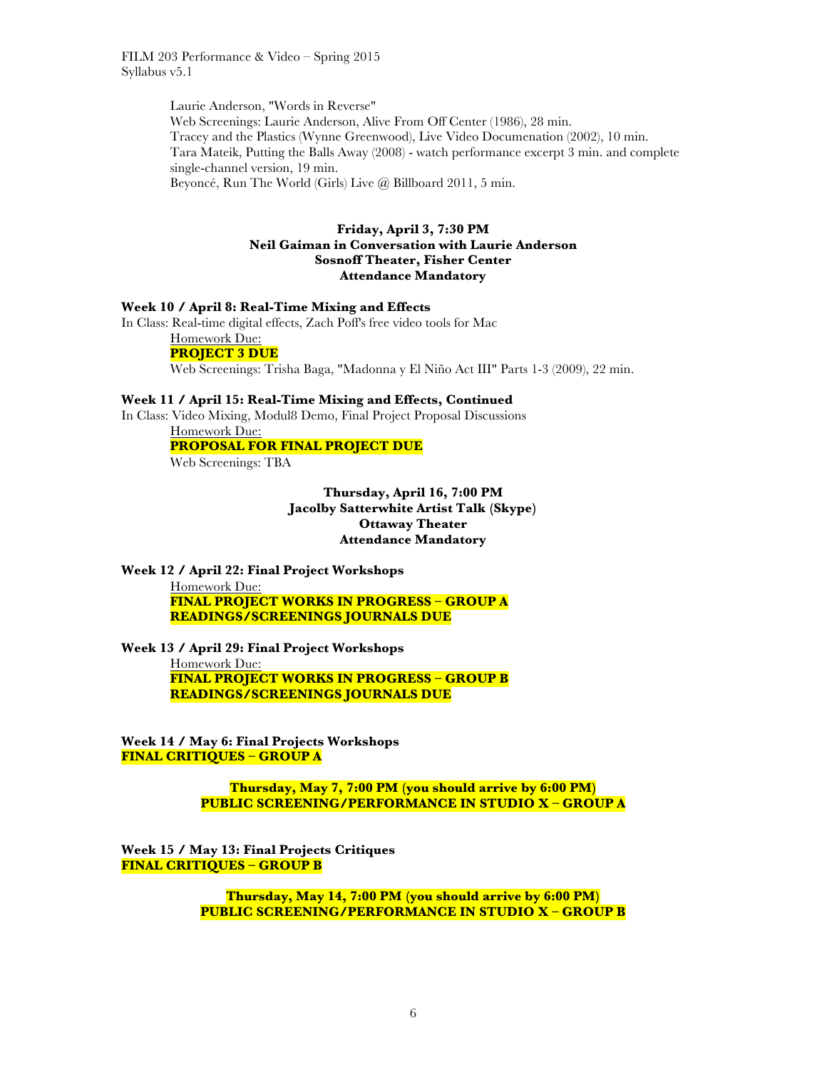Laurie Anderson, "Words in Reverse"
Web Screenings: Laurie Anderson, Alive From Off Center (1986), 28 min.
Tracey and the Plastics (Wynne Greenwood), Live Video Documenation (2002), 10 min.
Tara Mateik, Putting the Balls Away (2008) - watch performance excerpt 3 min. and complete single-channel version, 19 min.
Beyoncé, Run The World (Girls) Live @ Billboard 2011, 5 min.

**Friday, April 3, 7:30 PM**
**Neil Gaiman in Conversation with Laurie Anderson**
**Sosnoff Theater, Fisher Center**
**Attendance Mandatory**

**Week 10 / April 8: Real-Time Mixing and Effects**
In Class: Real-time digital effects, Zach Poff's free video tools for Mac
Homework Due:
**PROJECT 3 DUE**
Web Screenings: Trisha Baga, "Madonna y El Niño Act III" Parts 1-3 (2009), 22 min.

**Week 11 / April 15: Real-Time Mixing and Effects, Continued**
In Class: Video Mixing, Modul8 Demo, Final Project Proposal Discussions
Homework Due:
**PROPOSAL FOR FINAL PROJECT DUE**
Web Screenings: TBA

**Thursday, April 16, 7:00 PM**
**Jacolby Satterwhite Artist Talk (Skype)**
**Ottaway Theater**
**Attendance Mandatory**

**Week 12 / April 22: Final Project Workshops**
Homework Due:
**FINAL PROJECT WORKS IN PROGRESS – GROUP A**
**READINGS/SCREENINGS JOURNALS DUE**

**Week 13 / April 29: Final Project Workshops**
Homework Due:
**FINAL PROJECT WORKS IN PROGRESS – GROUP B**
**READINGS/SCREENINGS JOURNALS DUE**

**Week 14 / May 6: Final Projects Workshops**
**FINAL CRITIQUES – GROUP A**

**Thursday, May 7, 7:00 PM (you should arrive by 6:00 PM)**
**PUBLIC SCREENING/PERFORMANCE IN STUDIO X – GROUP A**

**Week 15 / May 13: Final Projects Critiques**
**FINAL CRITIQUES – GROUP B**

**Thursday, May 14, 7:00 PM (you should arrive by 6:00 PM)**
**PUBLIC SCREENING/PERFORMANCE IN STUDIO X – GROUP B**